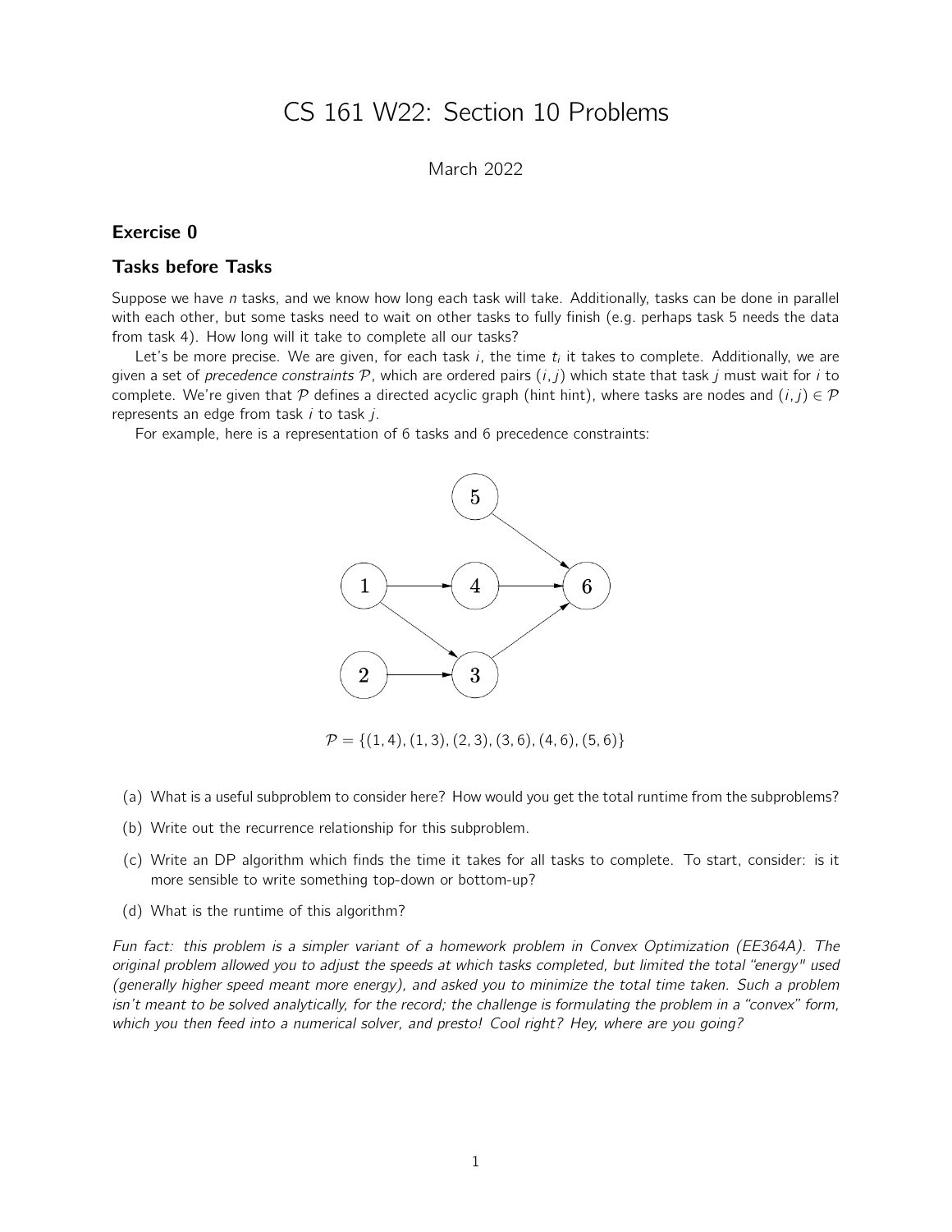# CS 161 W22: Section 10 Problems

March 2022

## Exercise 0

## Tasks before Tasks

Suppose we have $n$ tasks, and we know how long each task will take. Additionally, tasks can be done in parallel with each other, but some tasks need to wait on other tasks to fully finish (e.g. perhaps task 5 needs the data from task 4). How long will it take to complete all our tasks?

Let's be more precise. We are given, for each task $i$, the time $t_i$ it takes to complete. Additionally, we are given a set of *precedence constraints* $\mathcal{P}$, which are ordered pairs $(i, j)$ which state that task $j$ must wait for $i$ to complete. We're given that $\mathcal{P}$ defines a directed acyclic graph (hint hint), where tasks are nodes and $(i, j) \in \mathcal{P}$ represents an edge from task $i$ to task $j$.

For example, here is a representation of 6 tasks and 6 precedence constraints:

$$\mathcal{P} = \{(1, 4), (1, 3), (2, 3), (3, 6), (4, 6), (5, 6)\}$$

(a) What is a useful subproblem to consider here? How would you get the total runtime from the subproblems?

(b) Write out the recurrence relationship for this subproblem.

(c) Write an DP algorithm which finds the time it takes for all tasks to complete. To start, consider: is it more sensible to write something top-down or bottom-up?

(d) What is the runtime of this algorithm?

*Fun fact: this problem is a simpler variant of a homework problem in Convex Optimization (EE364A). The original problem allowed you to adjust the speeds at which tasks completed, but limited the total "energy" used (generally higher speed meant more energy), and asked you to minimize the total time taken. Such a problem isn't meant to be solved analytically, for the record; the challenge is formulating the problem in a "convex" form, which you then feed into a numerical solver, and presto! Cool right? Hey, where are you going?*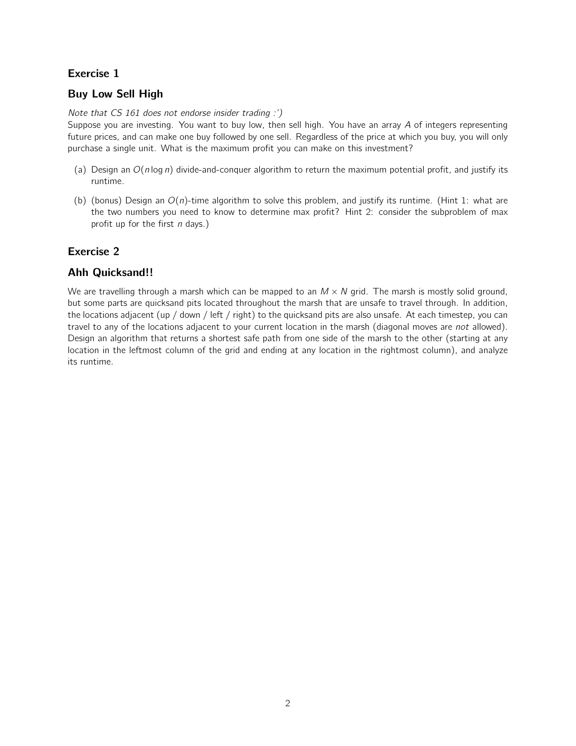## Exercise 1

## Buy Low Sell High

*Note that CS 161 does not endorse insider trading :')*

Suppose you are investing. You want to buy low, then sell high. You have an array $A$ of integers representing future prices, and can make one buy followed by one sell. Regardless of the price at which you buy, you will only purchase a single unit. What is the maximum profit you can make on this investment?

(a) Design an $O(n \log n)$ divide-and-conquer algorithm to return the maximum potential profit, and justify its runtime.

(b) (bonus) Design an $O(n)$-time algorithm to solve this problem, and justify its runtime. (Hint 1: what are the two numbers you need to know to determine max profit? Hint 2: consider the subproblem of max profit up for the first $n$ days.)

## Exercise 2

## Ahh Quicksand!!

We are travelling through a marsh which can be mapped to an $M \times N$ grid. The marsh is mostly solid ground, but some parts are quicksand pits located throughout the marsh that are unsafe to travel through. In addition, the locations adjacent (up / down / left / right) to the quicksand pits are also unsafe. At each timestep, you can travel to any of the locations adjacent to your current location in the marsh (diagonal moves are *not* allowed). Design an algorithm that returns a shortest safe path from one side of the marsh to the other (starting at any location in the leftmost column of the grid and ending at any location in the rightmost column), and analyze its runtime.